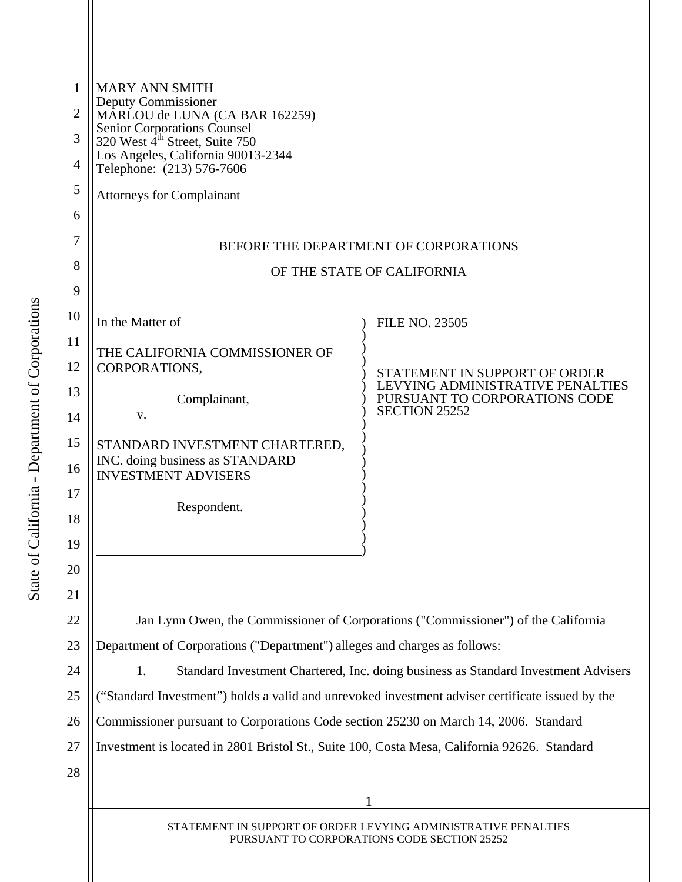MARY ANN SMITH
Deputy Commissioner
MARLOU de LUNA (CA BAR 162259)
Senior Corporations Counsel
320 West 4th Street, Suite 750
Los Angeles, California 90013-2344
Telephone: (213) 576-7606

Attorneys for Complainant

BEFORE THE DEPARTMENT OF CORPORATIONS

OF THE STATE OF CALIFORNIA

| | |
|---|---|
| In the Matter of<br><br>THE CALIFORNIA COMMISSIONER OF CORPORATIONS,<br><br>Complainant,<br><br>v.<br><br>STANDARD INVESTMENT CHARTERED, INC. doing business as STANDARD INVESTMENT ADVISERS<br><br>Respondent. | FILE NO. 23505<br><br>STATEMENT IN SUPPORT OF ORDER LEVYING ADMINISTRATIVE PENALTIES PURSUANT TO CORPORATIONS CODE SECTION 25252 |

Jan Lynn Owen, the Commissioner of Corporations ("Commissioner") of the California Department of Corporations ("Department") alleges and charges as follows:

1. Standard Investment Chartered, Inc. doing business as Standard Investment Advisers ("Standard Investment") holds a valid and unrevoked investment adviser certificate issued by the Commissioner pursuant to Corporations Code section 25230 on March 14, 2006. Standard Investment is located in 2801 Bristol St., Suite 100, Costa Mesa, California 92626. Standard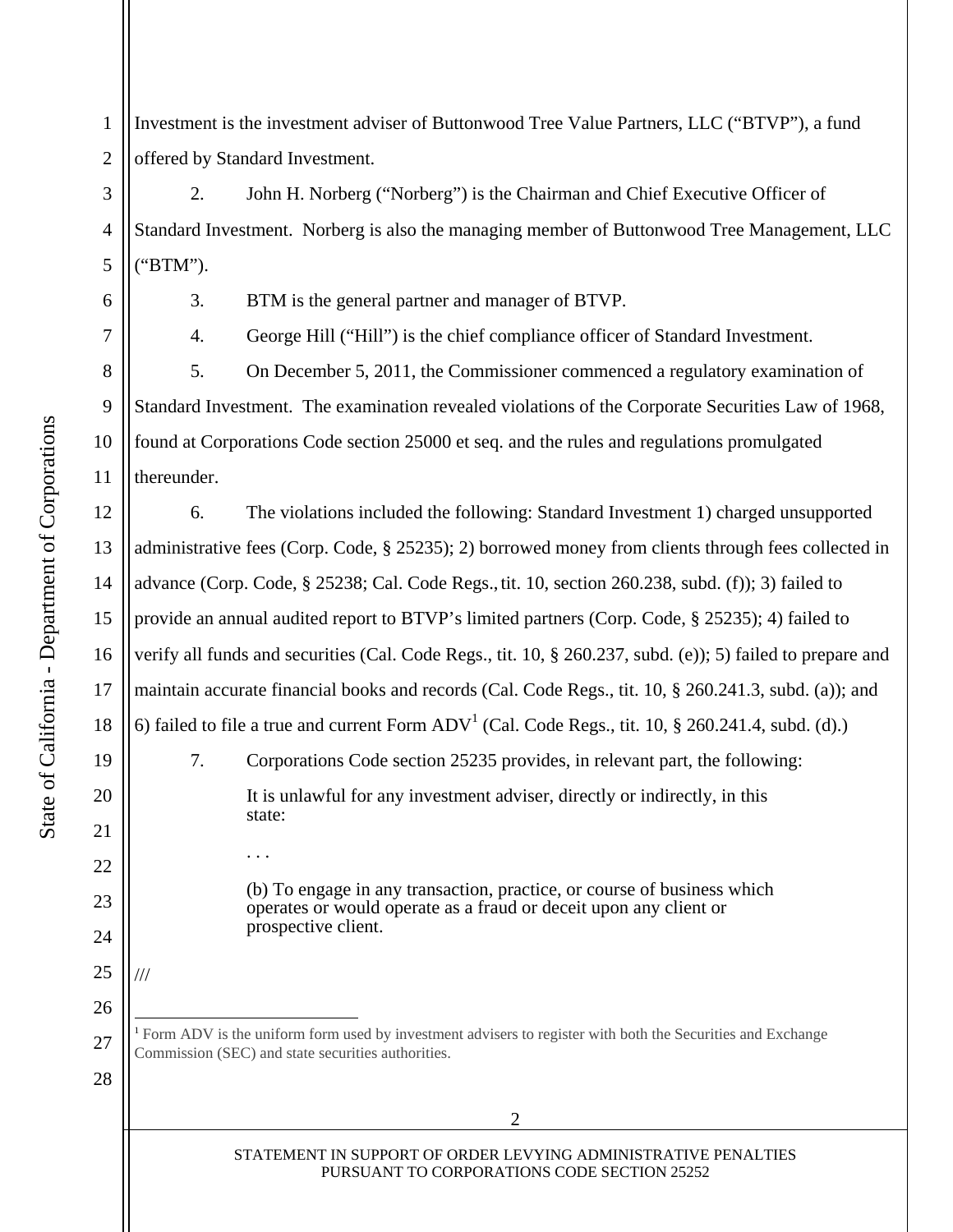Investment is the investment adviser of Buttonwood Tree Value Partners, LLC ("BTVP"), a fund offered by Standard Investment.

2. John H. Norberg ("Norberg") is the Chairman and Chief Executive Officer of Standard Investment. Norberg is also the managing member of Buttonwood Tree Management, LLC ("BTM").

3. BTM is the general partner and manager of BTVP.

4. George Hill ("Hill") is the chief compliance officer of Standard Investment.

5. On December 5, 2011, the Commissioner commenced a regulatory examination of Standard Investment. The examination revealed violations of the Corporate Securities Law of 1968, found at Corporations Code section 25000 et seq. and the rules and regulations promulgated thereunder.

6. The violations included the following: Standard Investment 1) charged unsupported administrative fees (Corp. Code, § 25235); 2) borrowed money from clients through fees collected in advance (Corp. Code, § 25238; Cal. Code Regs., tit. 10, section 260.238, subd. (f)); 3) failed to provide an annual audited report to BTVP's limited partners (Corp. Code, § 25235); 4) failed to verify all funds and securities (Cal. Code Regs., tit. 10, § 260.237, subd. (e)); 5) failed to prepare and maintain accurate financial books and records (Cal. Code Regs., tit. 10, § 260.241.3, subd. (a)); and 6) failed to file a true and current Form ADV[1] (Cal. Code Regs., tit. 10, § 260.241.4, subd. (d).)

7. Corporations Code section 25235 provides, in relevant part, the following:

> It is unlawful for any investment adviser, directly or indirectly, in this state:
>
> . . .
>
> (b) To engage in any transaction, practice, or course of business which operates or would operate as a fraud or deceit upon any client or prospective client.

///

[1] Form ADV is the uniform form used by investment advisers to register with both the Securities and Exchange Commission (SEC) and state securities authorities.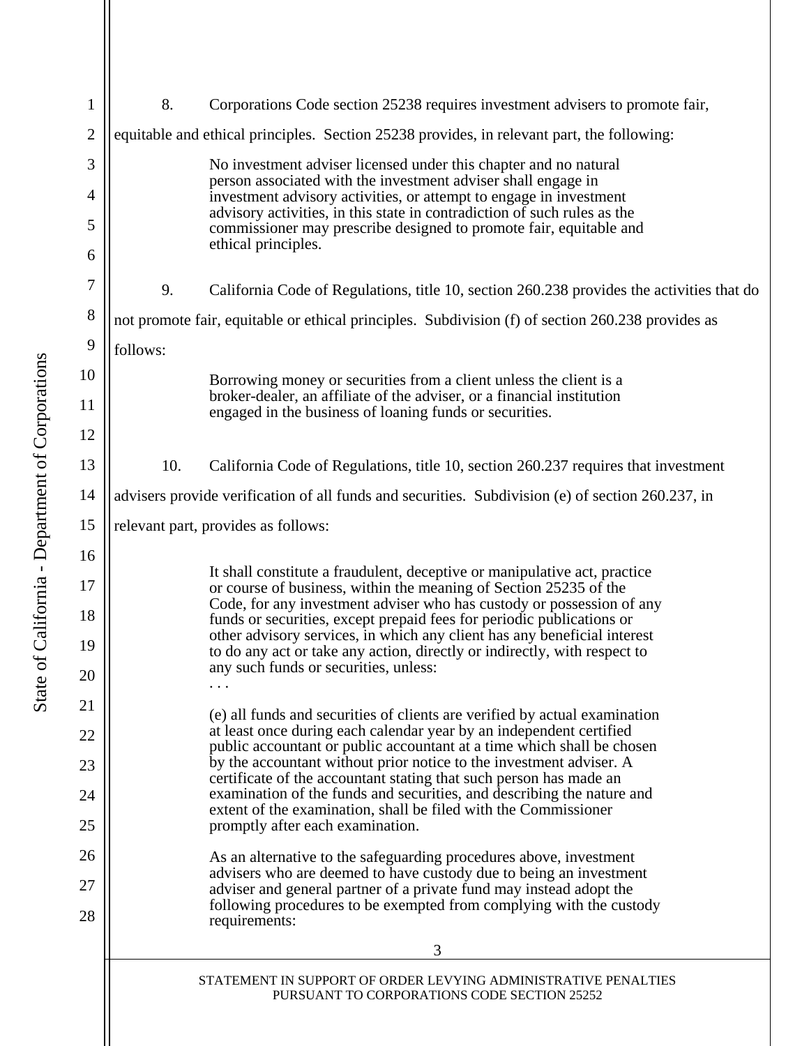8. Corporations Code section 25238 requires investment advisers to promote fair, equitable and ethical principles. Section 25238 provides, in relevant part, the following:

> No investment adviser licensed under this chapter and no natural person associated with the investment adviser shall engage in investment advisory activities, or attempt to engage in investment advisory activities, in this state in contradiction of such rules as the commissioner may prescribe designed to promote fair, equitable and ethical principles.

9. California Code of Regulations, title 10, section 260.238 provides the activities that do not promote fair, equitable or ethical principles. Subdivision (f) of section 260.238 provides as follows:

> Borrowing money or securities from a client unless the client is a broker-dealer, an affiliate of the adviser, or a financial institution engaged in the business of loaning funds or securities.

10. California Code of Regulations, title 10, section 260.237 requires that investment advisers provide verification of all funds and securities. Subdivision (e) of section 260.237, in relevant part, provides as follows:

> It shall constitute a fraudulent, deceptive or manipulative act, practice or course of business, within the meaning of Section 25235 of the Code, for any investment adviser who has custody or possession of any funds or securities, except prepaid fees for periodic publications or other advisory services, in which any client has any beneficial interest to do any act or take any action, directly or indirectly, with respect to any such funds or securities, unless:
>
> . . .
>
> (e) all funds and securities of clients are verified by actual examination at least once during each calendar year by an independent certified public accountant or public accountant at a time which shall be chosen by the accountant without prior notice to the investment adviser. A certificate of the accountant stating that such person has made an examination of the funds and securities, and describing the nature and extent of the examination, shall be filed with the Commissioner promptly after each examination.
>
> As an alternative to the safeguarding procedures above, investment advisers who are deemed to have custody due to being an investment adviser and general partner of a private fund may instead adopt the following procedures to be exempted from complying with the custody requirements: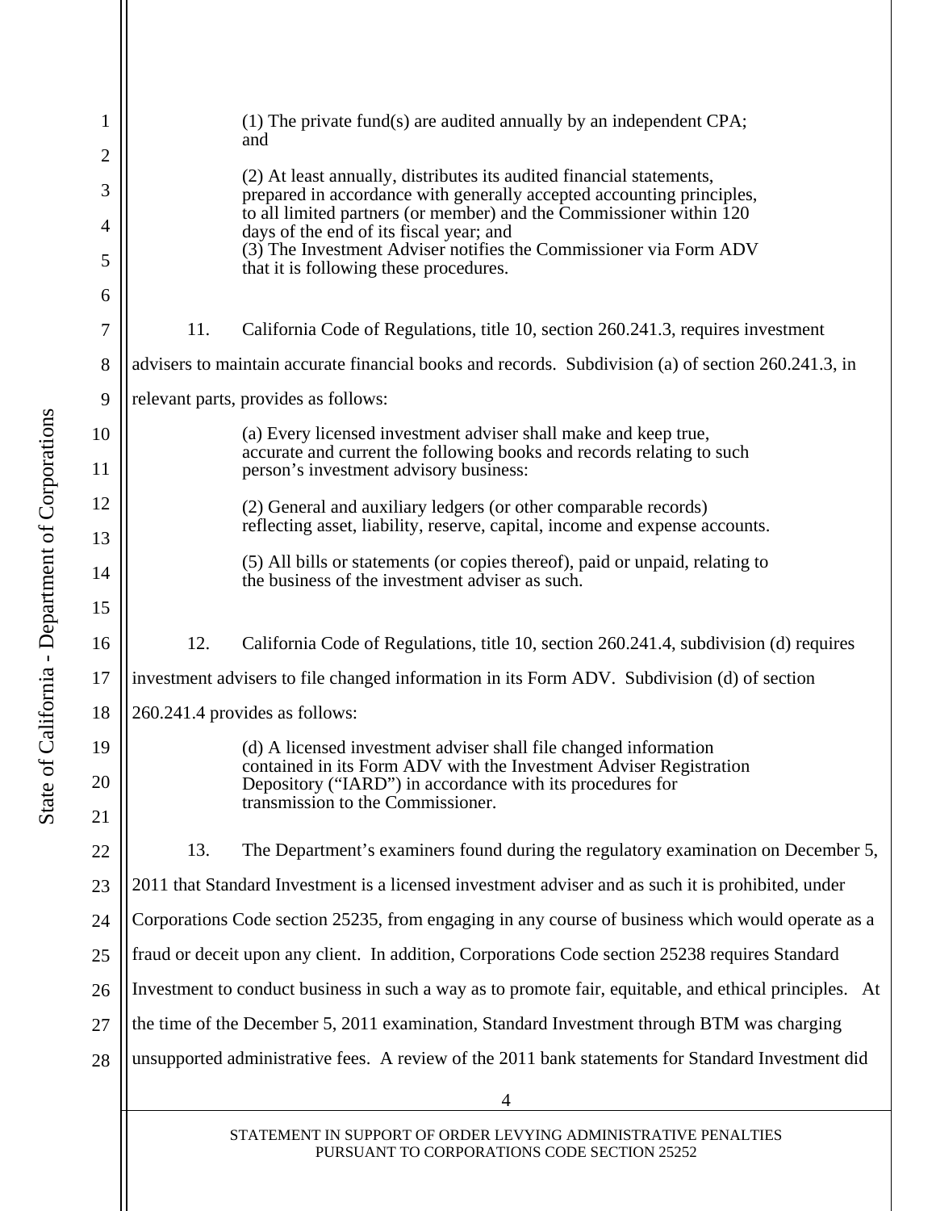> (1) The private fund(s) are audited annually by an independent CPA; and
>
> (2) At least annually, distributes its audited financial statements, prepared in accordance with generally accepted accounting principles, to all limited partners (or member) and the Commissioner within 120 days of the end of its fiscal year; and
> (3) The Investment Adviser notifies the Commissioner via Form ADV that it is following these procedures.

11. California Code of Regulations, title 10, section 260.241.3, requires investment advisers to maintain accurate financial books and records. Subdivision (a) of section 260.241.3, in relevant parts, provides as follows:

> (a) Every licensed investment adviser shall make and keep true, accurate and current the following books and records relating to such person's investment advisory business:
>
> (2) General and auxiliary ledgers (or other comparable records) reflecting asset, liability, reserve, capital, income and expense accounts.
>
> (5) All bills or statements (or copies thereof), paid or unpaid, relating to the business of the investment adviser as such.

12. California Code of Regulations, title 10, section 260.241.4, subdivision (d) requires investment advisers to file changed information in its Form ADV. Subdivision (d) of section 260.241.4 provides as follows:

> (d) A licensed investment adviser shall file changed information contained in its Form ADV with the Investment Adviser Registration Depository ("IARD") in accordance with its procedures for transmission to the Commissioner.

13. The Department's examiners found during the regulatory examination on December 5, 2011 that Standard Investment is a licensed investment adviser and as such it is prohibited, under Corporations Code section 25235, from engaging in any course of business which would operate as a fraud or deceit upon any client. In addition, Corporations Code section 25238 requires Standard Investment to conduct business in such a way as to promote fair, equitable, and ethical principles. At the time of the December 5, 2011 examination, Standard Investment through BTM was charging unsupported administrative fees. A review of the 2011 bank statements for Standard Investment did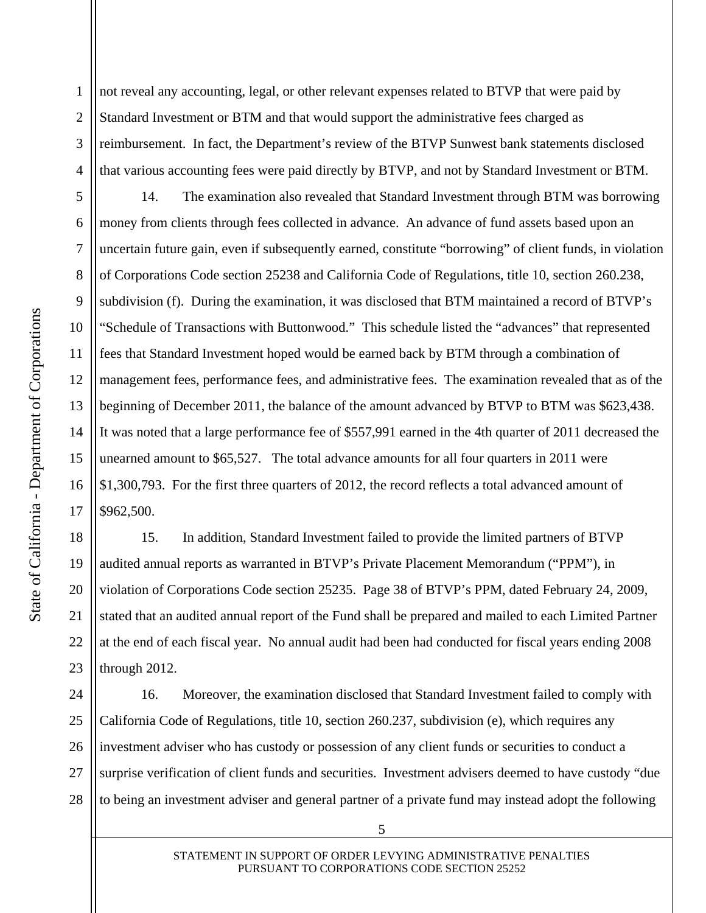not reveal any accounting, legal, or other relevant expenses related to BTVP that were paid by Standard Investment or BTM and that would support the administrative fees charged as reimbursement. In fact, the Department's review of the BTVP Sunwest bank statements disclosed that various accounting fees were paid directly by BTVP, and not by Standard Investment or BTM.

14. The examination also revealed that Standard Investment through BTM was borrowing money from clients through fees collected in advance. An advance of fund assets based upon an uncertain future gain, even if subsequently earned, constitute "borrowing" of client funds, in violation of Corporations Code section 25238 and California Code of Regulations, title 10, section 260.238, subdivision (f). During the examination, it was disclosed that BTM maintained a record of BTVP's "Schedule of Transactions with Buttonwood." This schedule listed the "advances" that represented fees that Standard Investment hoped would be earned back by BTM through a combination of management fees, performance fees, and administrative fees. The examination revealed that as of the beginning of December 2011, the balance of the amount advanced by BTVP to BTM was $623,438. It was noted that a large performance fee of $557,991 earned in the 4th quarter of 2011 decreased the unearned amount to $65,527. The total advance amounts for all four quarters in 2011 were $1,300,793. For the first three quarters of 2012, the record reflects a total advanced amount of $962,500.

15. In addition, Standard Investment failed to provide the limited partners of BTVP audited annual reports as warranted in BTVP's Private Placement Memorandum ("PPM"), in violation of Corporations Code section 25235. Page 38 of BTVP's PPM, dated February 24, 2009, stated that an audited annual report of the Fund shall be prepared and mailed to each Limited Partner at the end of each fiscal year. No annual audit had been had conducted for fiscal years ending 2008 through 2012.

16. Moreover, the examination disclosed that Standard Investment failed to comply with California Code of Regulations, title 10, section 260.237, subdivision (e), which requires any investment adviser who has custody or possession of any client funds or securities to conduct a surprise verification of client funds and securities. Investment advisers deemed to have custody "due to being an investment adviser and general partner of a private fund may instead adopt the following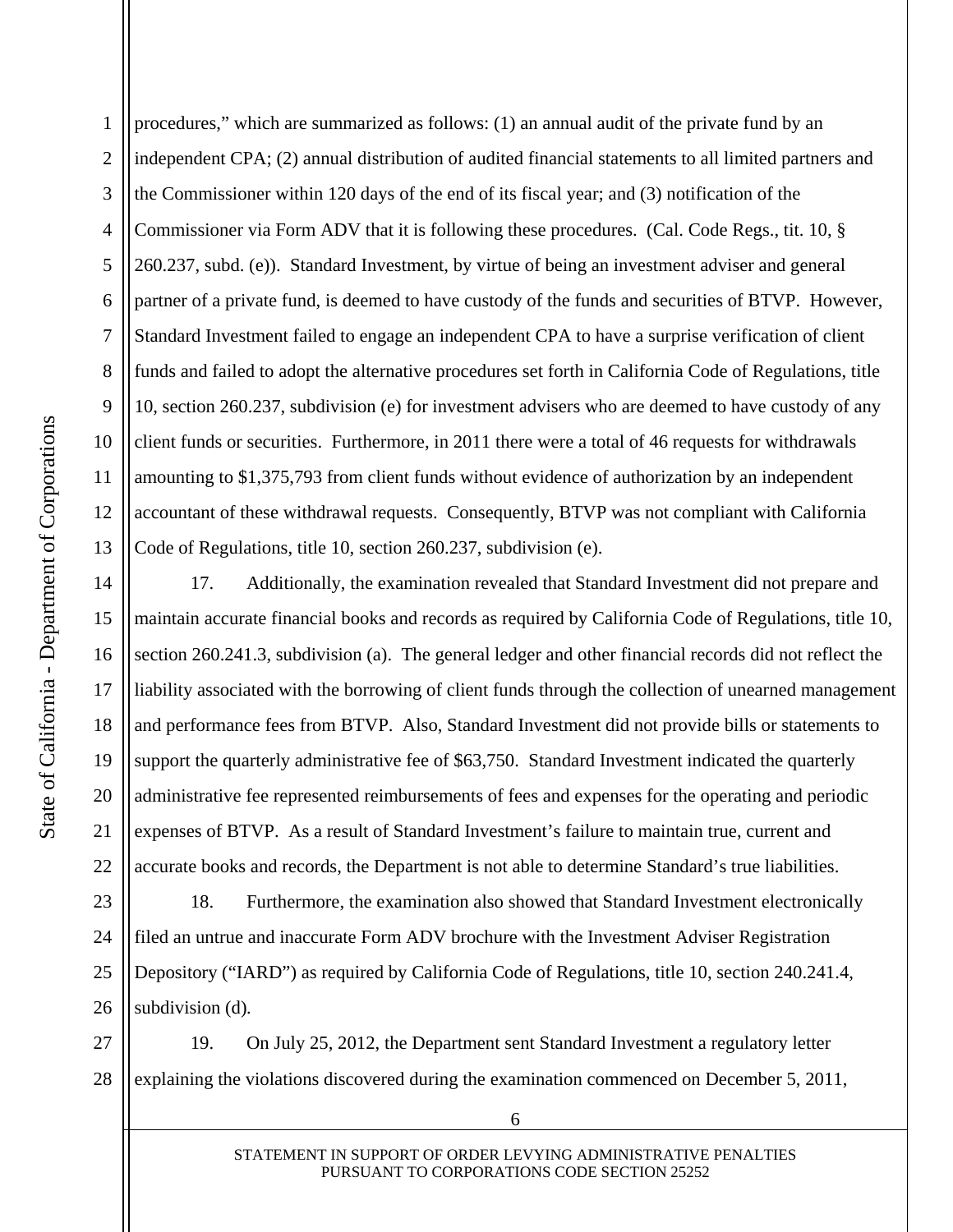procedures," which are summarized as follows: (1) an annual audit of the private fund by an independent CPA; (2) annual distribution of audited financial statements to all limited partners and the Commissioner within 120 days of the end of its fiscal year; and (3) notification of the Commissioner via Form ADV that it is following these procedures. (Cal. Code Regs., tit. 10, § 260.237, subd. (e)). Standard Investment, by virtue of being an investment adviser and general partner of a private fund, is deemed to have custody of the funds and securities of BTVP. However, Standard Investment failed to engage an independent CPA to have a surprise verification of client funds and failed to adopt the alternative procedures set forth in California Code of Regulations, title 10, section 260.237, subdivision (e) for investment advisers who are deemed to have custody of any client funds or securities. Furthermore, in 2011 there were a total of 46 requests for withdrawals amounting to $1,375,793 from client funds without evidence of authorization by an independent accountant of these withdrawal requests. Consequently, BTVP was not compliant with California Code of Regulations, title 10, section 260.237, subdivision (e).

17. Additionally, the examination revealed that Standard Investment did not prepare and maintain accurate financial books and records as required by California Code of Regulations, title 10, section 260.241.3, subdivision (a). The general ledger and other financial records did not reflect the liability associated with the borrowing of client funds through the collection of unearned management and performance fees from BTVP. Also, Standard Investment did not provide bills or statements to support the quarterly administrative fee of $63,750. Standard Investment indicated the quarterly administrative fee represented reimbursements of fees and expenses for the operating and periodic expenses of BTVP. As a result of Standard Investment's failure to maintain true, current and accurate books and records, the Department is not able to determine Standard's true liabilities.

18. Furthermore, the examination also showed that Standard Investment electronically filed an untrue and inaccurate Form ADV brochure with the Investment Adviser Registration Depository ("IARD") as required by California Code of Regulations, title 10, section 240.241.4, subdivision (d).

19. On July 25, 2012, the Department sent Standard Investment a regulatory letter explaining the violations discovered during the examination commenced on December 5, 2011,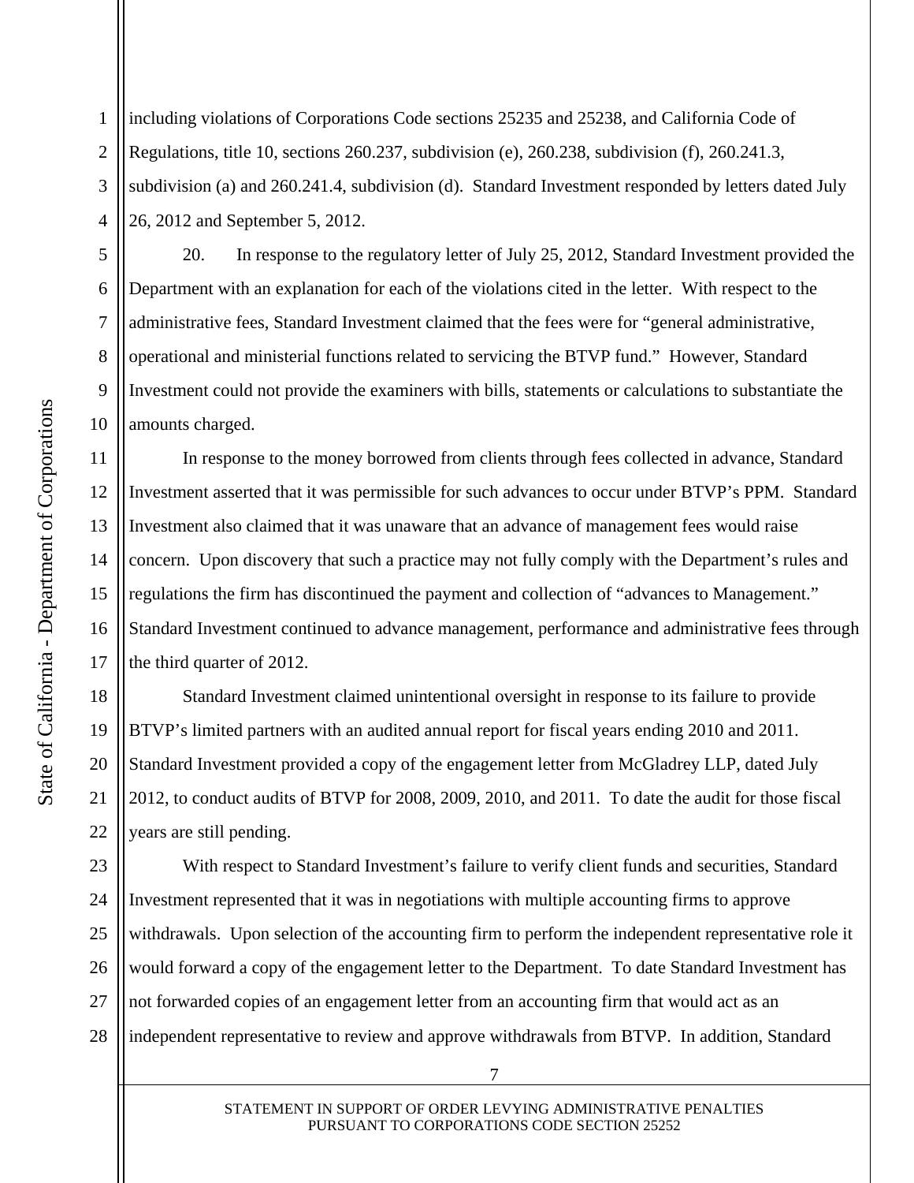including violations of Corporations Code sections 25235 and 25238, and California Code of Regulations, title 10, sections 260.237, subdivision (e), 260.238, subdivision (f), 260.241.3, subdivision (a) and 260.241.4, subdivision (d). Standard Investment responded by letters dated July 26, 2012 and September 5, 2012.

20. In response to the regulatory letter of July 25, 2012, Standard Investment provided the Department with an explanation for each of the violations cited in the letter. With respect to the administrative fees, Standard Investment claimed that the fees were for "general administrative, operational and ministerial functions related to servicing the BTVP fund." However, Standard Investment could not provide the examiners with bills, statements or calculations to substantiate the amounts charged.

In response to the money borrowed from clients through fees collected in advance, Standard Investment asserted that it was permissible for such advances to occur under BTVP's PPM. Standard Investment also claimed that it was unaware that an advance of management fees would raise concern. Upon discovery that such a practice may not fully comply with the Department's rules and regulations the firm has discontinued the payment and collection of "advances to Management." Standard Investment continued to advance management, performance and administrative fees through the third quarter of 2012.

Standard Investment claimed unintentional oversight in response to its failure to provide BTVP's limited partners with an audited annual report for fiscal years ending 2010 and 2011. Standard Investment provided a copy of the engagement letter from McGladrey LLP, dated July 2012, to conduct audits of BTVP for 2008, 2009, 2010, and 2011. To date the audit for those fiscal years are still pending.

With respect to Standard Investment's failure to verify client funds and securities, Standard Investment represented that it was in negotiations with multiple accounting firms to approve withdrawals. Upon selection of the accounting firm to perform the independent representative role it would forward a copy of the engagement letter to the Department. To date Standard Investment has not forwarded copies of an engagement letter from an accounting firm that would act as an independent representative to review and approve withdrawals from BTVP. In addition, Standard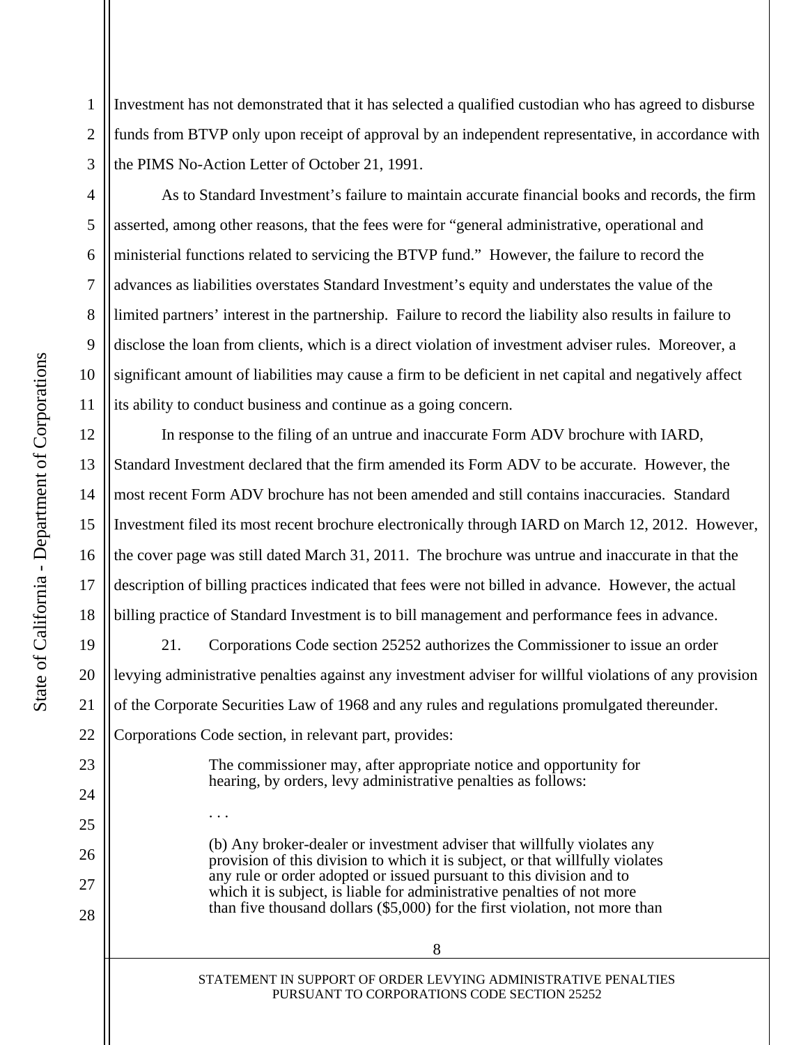Investment has not demonstrated that it has selected a qualified custodian who has agreed to disburse funds from BTVP only upon receipt of approval by an independent representative, in accordance with the PIMS No-Action Letter of October 21, 1991.

As to Standard Investment's failure to maintain accurate financial books and records, the firm asserted, among other reasons, that the fees were for "general administrative, operational and ministerial functions related to servicing the BTVP fund." However, the failure to record the advances as liabilities overstates Standard Investment's equity and understates the value of the limited partners' interest in the partnership. Failure to record the liability also results in failure to disclose the loan from clients, which is a direct violation of investment adviser rules. Moreover, a significant amount of liabilities may cause a firm to be deficient in net capital and negatively affect its ability to conduct business and continue as a going concern.

In response to the filing of an untrue and inaccurate Form ADV brochure with IARD, Standard Investment declared that the firm amended its Form ADV to be accurate. However, the most recent Form ADV brochure has not been amended and still contains inaccuracies. Standard Investment filed its most recent brochure electronically through IARD on March 12, 2012. However, the cover page was still dated March 31, 2011. The brochure was untrue and inaccurate in that the description of billing practices indicated that fees were not billed in advance. However, the actual billing practice of Standard Investment is to bill management and performance fees in advance.

21. Corporations Code section 25252 authorizes the Commissioner to issue an order levying administrative penalties against any investment adviser for willful violations of any provision of the Corporate Securities Law of 1968 and any rules and regulations promulgated thereunder. Corporations Code section, in relevant part, provides:

> The commissioner may, after appropriate notice and opportunity for hearing, by orders, levy administrative penalties as follows:
>
> . . .
>
> (b) Any broker-dealer or investment adviser that willfully violates any provision of this division to which it is subject, or that willfully violates any rule or order adopted or issued pursuant to this division and to which it is subject, is liable for administrative penalties of not more than five thousand dollars ($5,000) for the first violation, not more than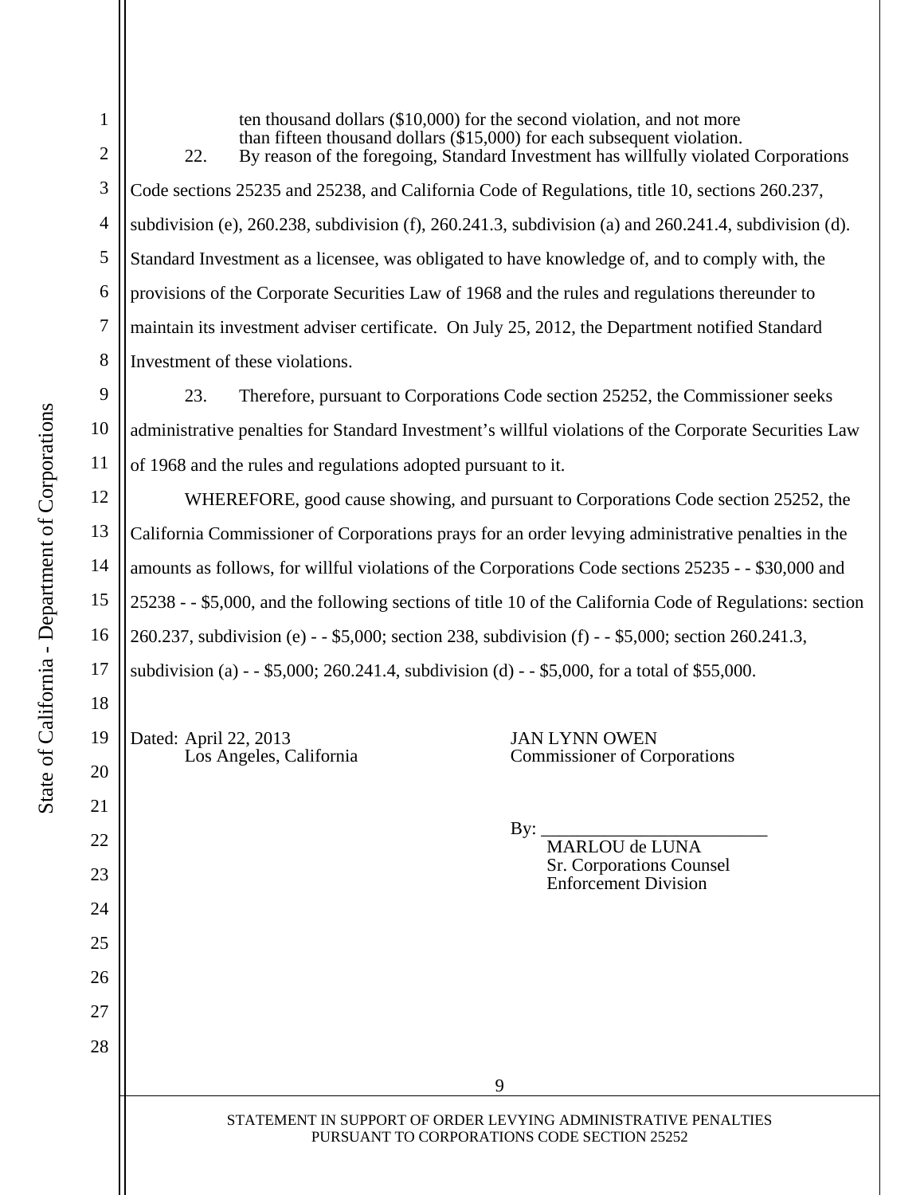ten thousand dollars ($10,000) for the second violation, and not more than fifteen thousand dollars ($15,000) for each subsequent violation.

22. By reason of the foregoing, Standard Investment has willfully violated Corporations Code sections 25235 and 25238, and California Code of Regulations, title 10, sections 260.237, subdivision (e), 260.238, subdivision (f), 260.241.3, subdivision (a) and 260.241.4, subdivision (d). Standard Investment as a licensee, was obligated to have knowledge of, and to comply with, the provisions of the Corporate Securities Law of 1968 and the rules and regulations thereunder to maintain its investment adviser certificate. On July 25, 2012, the Department notified Standard Investment of these violations.

23. Therefore, pursuant to Corporations Code section 25252, the Commissioner seeks administrative penalties for Standard Investment's willful violations of the Corporate Securities Law of 1968 and the rules and regulations adopted pursuant to it.

WHEREFORE, good cause showing, and pursuant to Corporations Code section 25252, the California Commissioner of Corporations prays for an order levying administrative penalties in the amounts as follows, for willful violations of the Corporations Code sections 25235 - - $30,000 and 25238 - - $5,000, and the following sections of title 10 of the California Code of Regulations: section 260.237, subdivision (e) - - $5,000; section 238, subdivision (f) - - $5,000; section 260.241.3, subdivision (a) - - $5,000; 260.241.4, subdivision (d) - - $5,000, for a total of $55,000.

Dated: April 22, 2013
Los Angeles, California

JAN LYNN OWEN
Commissioner of Corporations

By: \_\_\_\_\_\_\_\_\_\_\_\_\_\_\_\_\_\_\_\_\_\_\_\_\_
MARLOU de LUNA
Sr. Corporations Counsel
Enforcement Division